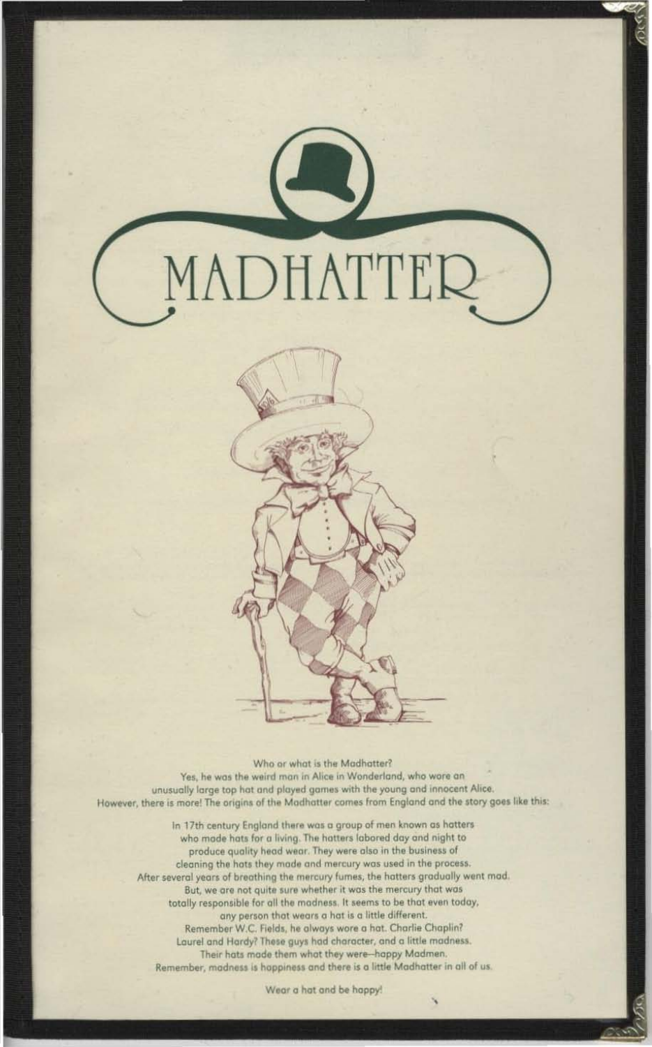# MADHATTER

Who or what is the Madhatter?
Yes, he was the weird man in Alice in Wonderland, who wore an unusually large top hat and played games with the young and innocent Alice.
However, there is more! The origins of the Madhatter comes from England and the story goes like this:

In 17th century England there was a group of men known as hatters who made hats for a living. The hatters labored day and night to produce quality head wear. They were also in the business of cleaning the hats they made and mercury was used in the process. After several years of breathing the mercury fumes, the hatters gradually went mad. But, we are not quite sure whether it was the mercury that was totally responsible for all the madness. It seems to be that even today, any person that wears a hat is a little different. Remember W.C. Fields, he always wore a hat. Charlie Chaplin? Laurel and Hardy? These guys had character, and a little madness. Their hats made them what they were—happy Madmen. Remember, madness is happiness and there is a little Madhatter in all of us.

Wear a hat and be happy!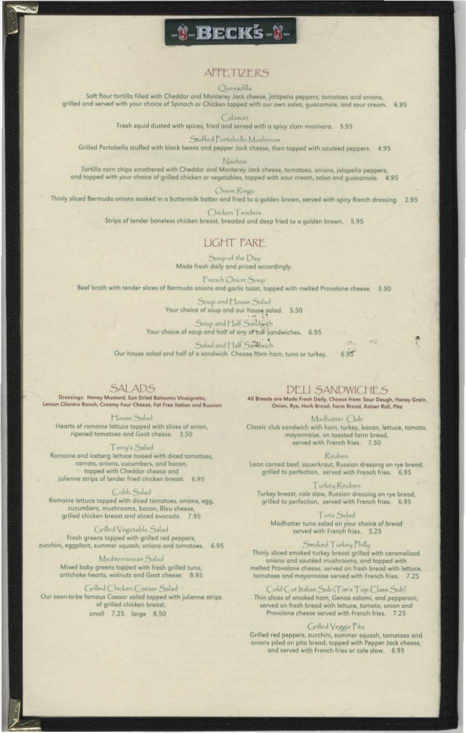# BECK'S

## APPETIZERS

### Quesadilla

Soft flour tortilla filled with Cheddar and Monterey Jack cheese, jalapeño peppers, tomatoes and onions, grilled and served with your choice of Spinach or Chicken topped with our own salsa, guacamole, and sour cream. 6.95

### Calamari

Fresh squid dusted with spices, fried and served with a spicy clam marinara. 5.95

### Stuffed Portobello Mushroom

Grilled Portobello stuffed with black beans and pepper Jack cheese, then topped with sautéed peppers. 4.95

### Nachos

Tortilla corn chips smothered with Cheddar and Monterey Jack cheese, tomatoes, onions, jalapeño peppers, and topped with your choice of grilled chicken or vegetables, topped with sour cream, salsa and guacamole. 4.95

### Onion Rings

Thinly sliced Bermuda onions soaked in a buttermilk batter and fried to a golden brown, served with spicy Ranch dressing. 2.95

### Chicken Tenders

Strips of tender boneless chicken breast, breaded and deep fried to a golden brown. 5.95

## LIGHT FARE

### Soup of the Day

Made fresh daily and priced accordingly.

### French Onion Soup

Beef broth with tender slices of Bermuda onions and garlic toast, topped with melted Provolone cheese. 3.50

### Soup and House Salad

Your choice of soup and our house salad. 5.50

### Soup and Half Sandwich

Your choice of soup and half of any of our sandwiches. 6.95

### Salad and Half Sandwich

Our house salad and half of a sandwich. Choose from ham, tuna or turkey. 6.95

## SALADS

**Dressings: Honey Mustard, Sun Dried Balsamic Vinaigrette, Lemon Cilantro Ranch, Creamy Four Cheese, Fat Free Italian and Russian**

### House Salad

Hearts of romaine lettuce topped with slices of onion, ripened tomatoes and Goat cheese. 3.50

### Terry's Salad

Romaine and iceberg lettuce tossed with diced tomatoes, carrots, onions, cucumbers, and bacon, topped with Cheddar cheese and julienne strips of tender fried chicken breast. 6.95

### Cobb Salad

Romaine lettuce topped with diced tomatoes, onions, egg, cucumbers, mushrooms, bacon, Bleu cheese, grilled chicken breast and sliced avocado. 7.95

### Grilled Vegetable Salad

Fresh greens topped with grilled red peppers, zucchini, eggplant, summer squash, onions and tomatoes. 6.95

### Mediterranean Salad

Mixed baby greens topped with fresh grilled tuna, artichoke hearts, walnuts and Goat cheese. 8.95

### Grilled Chicken Caesar Salad

Our soon-to-be famous Caesar salad topped with julienne strips of grilled chicken breast.
small 7.25 large 8.50

## DELI SANDWICHES

**All Breads are Made Fresh Daily, Choose from: Sour Dough, Honey Grain, Onion, Rye, Herb Bread, Farm Bread, Kaiser Roll, Pita**

### Madhatter Club

Classic club sandwich with ham, turkey, bacon, lettuce, tomato, mayonnaise, on toasted farm bread, served with French fries. 7.50

### Reuben

Lean corned beef, sauerkraut, Russian dressing on rye bread, grilled to perfection, served with French fries. 6.95

### Turkey Reuben

Turkey breast, cole slaw, Russian dressing on rye bread, grilled to perfection, served with French fries. 6.95

### Tuna Salad

Madhatter tuna salad on your choice of bread served with French fries. 5.25

### Smoked Turkey Philly

Thinly sliced smoked turkey breast grilled with caramelized onions and sautéed mushrooms, and topped with melted Provolone cheese, served on fresh bread with lettuce, tomatoes and mayonnaise served with French fries. 7.25

### Cold Cut Italian Sub (Tim's Top Class Sub)

Thin slices of smoked ham, Genoa salami, and pepperoni, served on fresh bread with lettuce, tomato, onion and Provolone cheese served with French fries. 7.25

### Grilled Veggie Pita

Grilled red peppers, zucchini, summer squash, tomatoes and onions piled on pita bread, topped with Pepper Jack cheese, and served with French fries or cole slaw. 6.95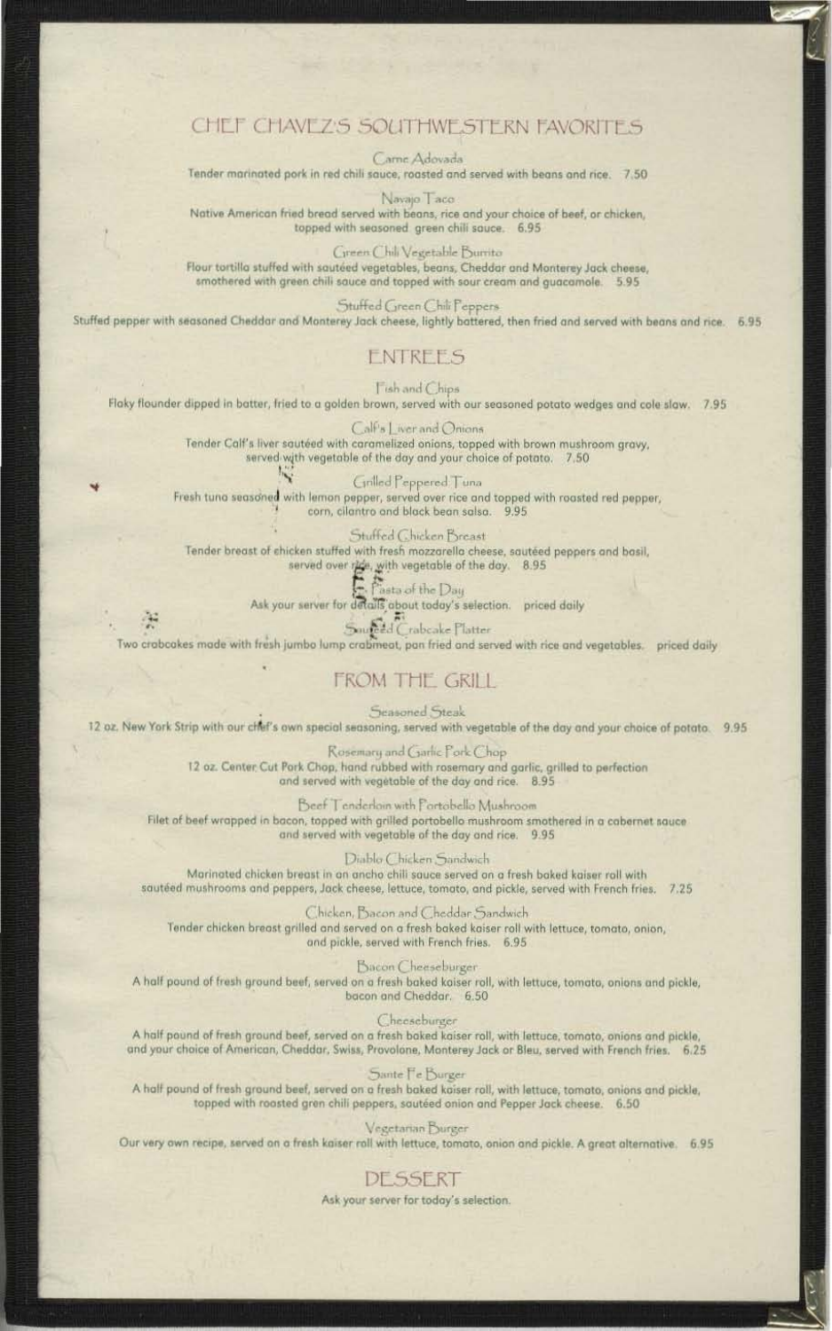## CHEF CHAVEZ'S SOUTHWESTERN FAVORITES

### Carne Adovada

Tender marinated pork in red chili sauce, roasted and served with beans and rice. 7.50

### Navajo Taco

Native American fried bread served with beans, rice and your choice of beef, or chicken, topped with seasoned green chili sauce. 6.95

### Green Chili Vegetable Burrito

Flour tortilla stuffed with sautéed vegetables, beans, Cheddar and Monterey Jack cheese, smothered with green chili sauce and topped with sour cream and guacamole. 5.95

### Stuffed Green Chili Peppers

Stuffed pepper with seasoned Cheddar and Monterey Jack cheese, lightly battered, then fried and served with beans and rice. 6.95

## ENTREES

### Fish and Chips

Flaky flounder dipped in batter, fried to a golden brown, served with our seasoned potato wedges and cole slaw. 7.95

### Calf's Liver and Onions

Tender Calf's liver sautéed with caramelized onions, topped with brown mushroom gravy, served with vegetable of the day and your choice of potato. 7.50

### Grilled Peppered Tuna

Fresh tuna seasoned with lemon pepper, served over rice and topped with roasted red pepper, corn, cilantro and black bean salsa. 9.95

### Stuffed Chicken Breast

Tender breast of chicken stuffed with fresh mozzarella cheese, sautéed peppers and basil, served over rice, with vegetable of the day. 8.95

### Pasta of the Day

Ask your server for details about today's selection. priced daily

### Sautéed Crabcake Platter

Two crabcakes made with fresh jumbo lump crabmeat, pan fried and served with rice and vegetables. priced daily

## FROM THE GRILL

### Seasoned Steak

12 oz. New York Strip with our chef's own special seasoning, served with vegetable of the day and your choice of potato. 9.95

### Rosemary and Garlic Pork Chop

12 oz. Center Cut Pork Chop, hand rubbed with rosemary and garlic, grilled to perfection and served with vegetable of the day and rice. 8.95

### Beef Tenderloin with Portobello Mushroom

Filet of beef wrapped in bacon, topped with grilled portobello mushroom smothered in a cabernet sauce and served with vegetable of the day and rice. 9.95

### Diablo Chicken Sandwich

Marinated chicken breast in an ancho chili sauce served on a fresh baked kaiser roll with sautéed mushrooms and peppers, Jack cheese, lettuce, tomato, and pickle, served with French fries. 7.25

### Chicken, Bacon and Cheddar Sandwich

Tender chicken breast grilled and served on a fresh baked kaiser roll with lettuce, tomato, onion, and pickle, served with French fries. 6.95

### Bacon Cheeseburger

A half pound of fresh ground beef, served on a fresh baked kaiser roll, with lettuce, tomato, onions and pickle, bacon and Cheddar. 6.50

### Cheeseburger

A half pound of fresh ground beef, served on a fresh baked kaiser roll, with lettuce, tomato, onions and pickle, and your choice of American, Cheddar, Swiss, Provolone, Monterey Jack or Bleu, served with French fries. 6.25

### Sante Fe Burger

A half pound of fresh ground beef, served on a fresh baked kaiser roll, with lettuce, tomato, onions and pickle, topped with roasted gren chili peppers, sautéed onion and Pepper Jack cheese. 6.50

### Vegetarian Burger

Our very own recipe, served on a fresh kaiser roll with lettuce, tomato, onion and pickle. A great alternative. 6.95

## DESSERT

Ask your server for today's selection.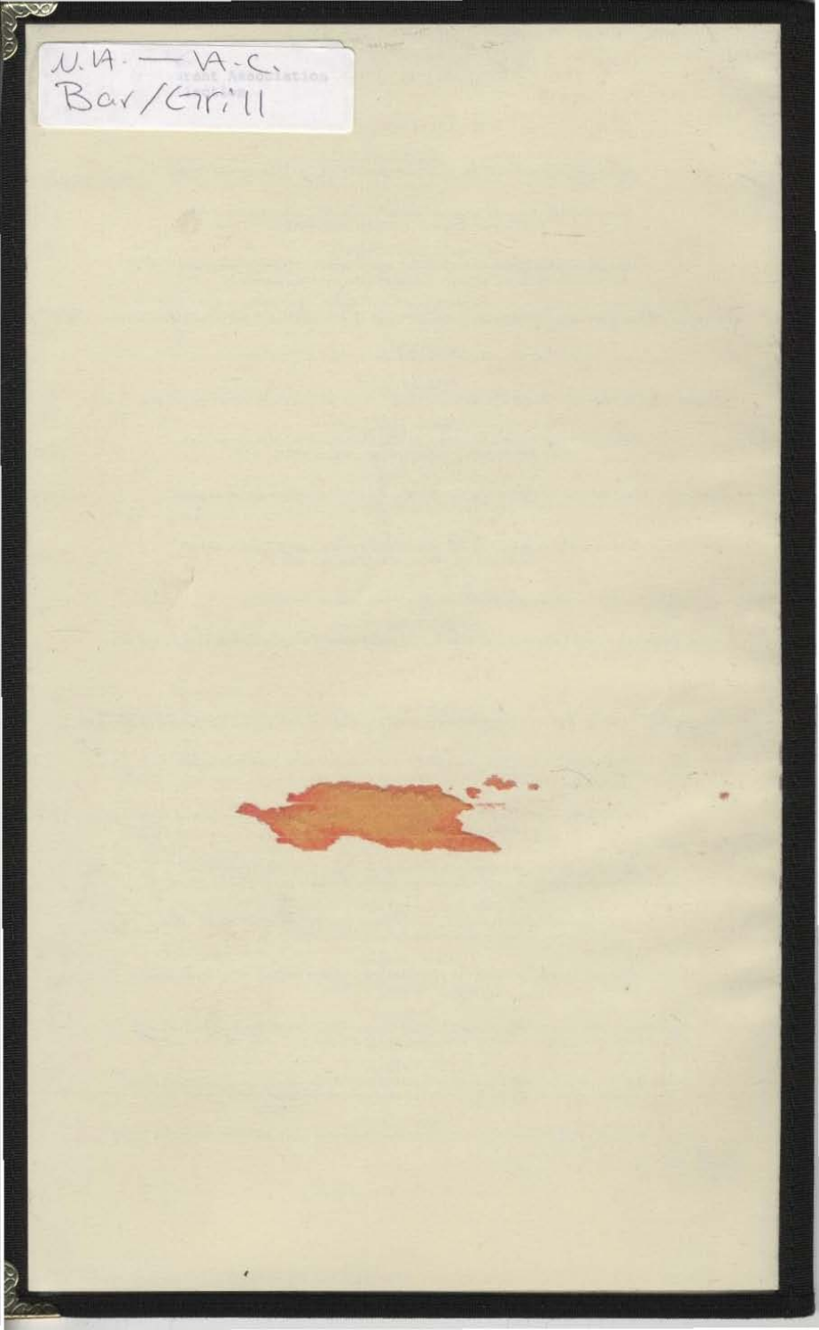N.A. — A.C.
Bar/Grill